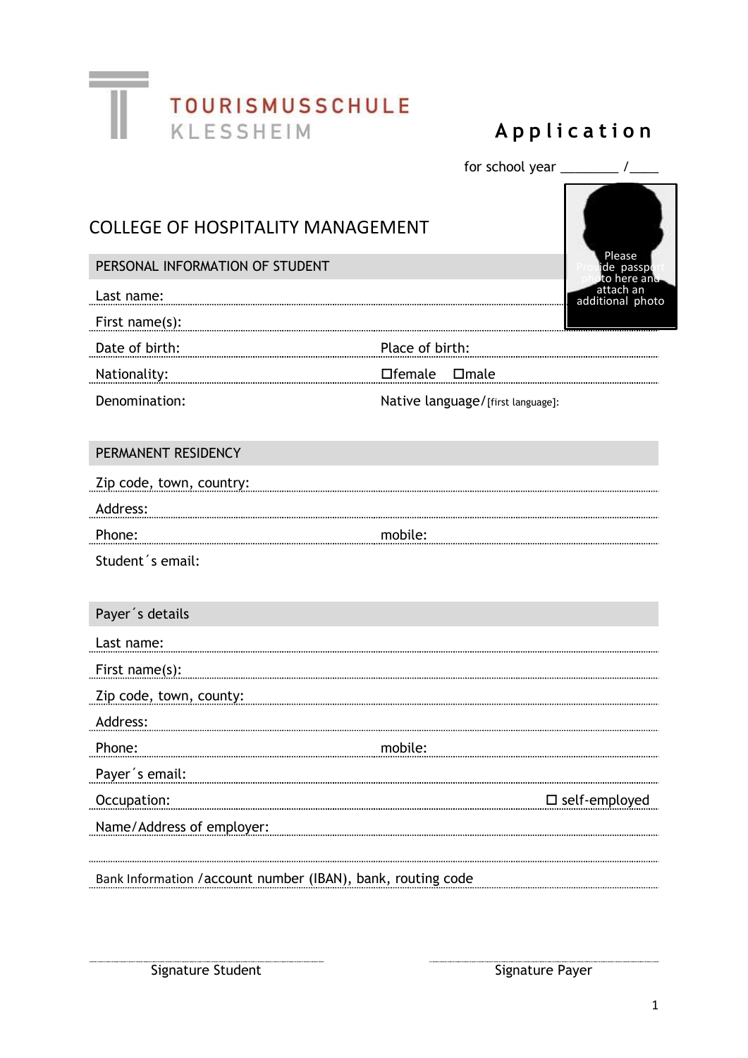TOURISMUSSCHULE
KLESSHEIM

# Application

for school year ________ /____

Please provide passport photo here and attach an additional photo

## COLLEGE OF HOSPITALITY MANAGEMENT

### PERSONAL INFORMATION OF STUDENT

Last name:

First name(s):

Date of birth: Place of birth:

Nationality: ☐female ☐male

Denomination: Native language/[first language]:

### PERMANENT RESIDENCY

Zip code, town, country:

Address:

Phone: mobile:

Student´s email:

### Payer´s details

Last name:

First name(s):

Zip code, town, county:

Address:

Phone: mobile:

Payer´s email:

Occupation: ☐ self-employed

Name/Address of employer:

Bank Information /account number (IBAN), bank, routing code

Signature Student

Signature Payer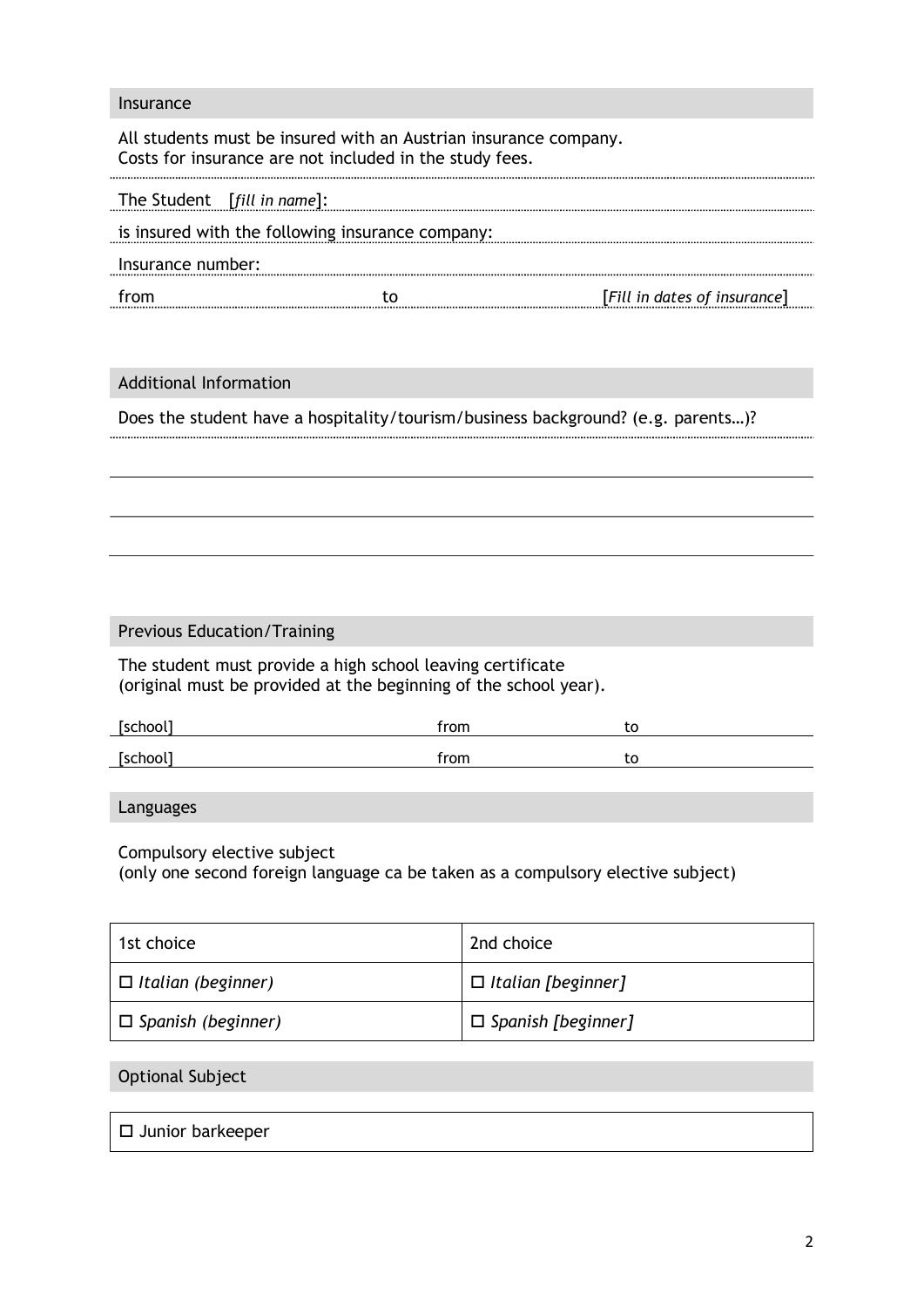## Insurance

All students must be insured with an Austrian insurance company.
Costs for insurance are not included in the study fees.

The Student [*fill in name*]:

is insured with the following insurance company:

Insurance number:

from ______________________ to ______________________ [*Fill in dates of insurance*]

## Additional Information

Does the student have a hospitality/tourism/business background? (e.g. parents…)?

## Previous Education/Training

The student must provide a high school leaving certificate
(original must be provided at the beginning of the school year).

| [school] | from | to |
|---|---|---|
| [school] | from | to |

## Languages

Compulsory elective subject
(only one second foreign language ca be taken as a compulsory elective subject)

| 1st choice | 2nd choice |
|---|---|
| ☐ *Italian (beginner)* | ☐ *Italian [beginner]* |
| ☐ *Spanish (beginner)* | ☐ *Spanish [beginner]* |

## Optional Subject

| ☐ Junior barkeeper |
|---|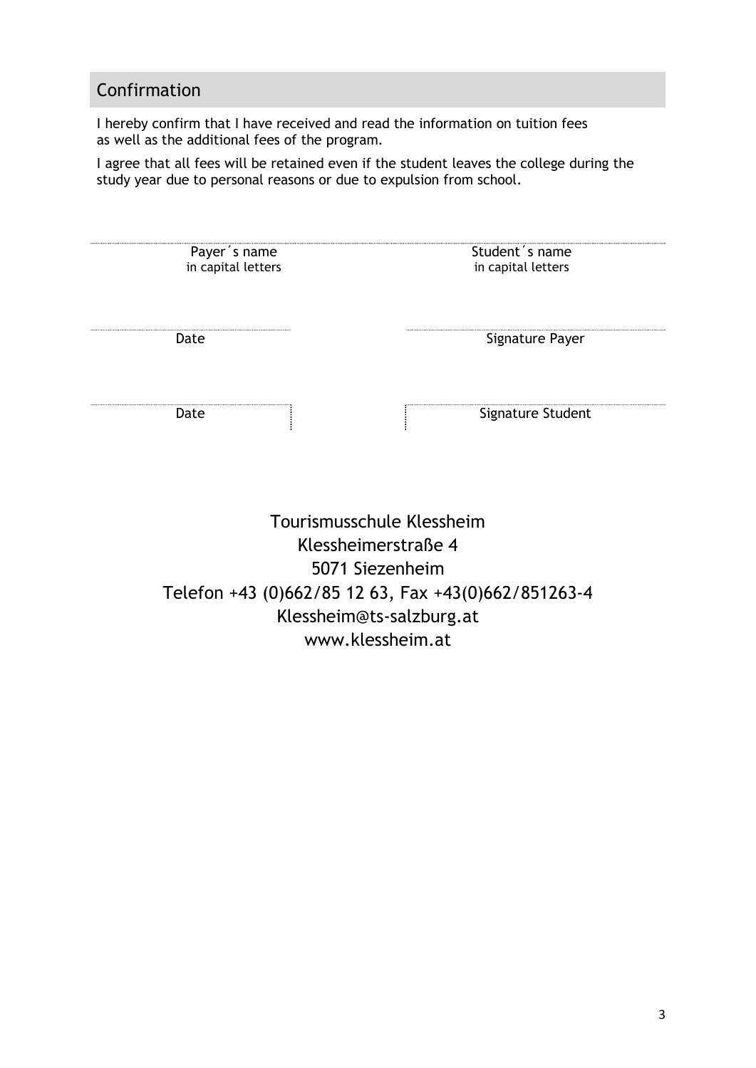## Confirmation

I hereby confirm that I have received and read the information on tuition fees as well as the additional fees of the program.

I agree that all fees will be retained even if the student leaves the college during the study year due to personal reasons or due to expulsion from school.

| Payer´s name in capital letters | Student´s name in capital letters |
|---|---|
| Date | Signature Payer |
| Date | Signature Student |

Tourismusschule Klessheim
Klessheimerstraße 4
5071 Siezenheim
Telefon +43 (0)662/85 12 63, Fax +43(0)662/851263-4
Klessheim@ts-salzburg.at
www.klessheim.at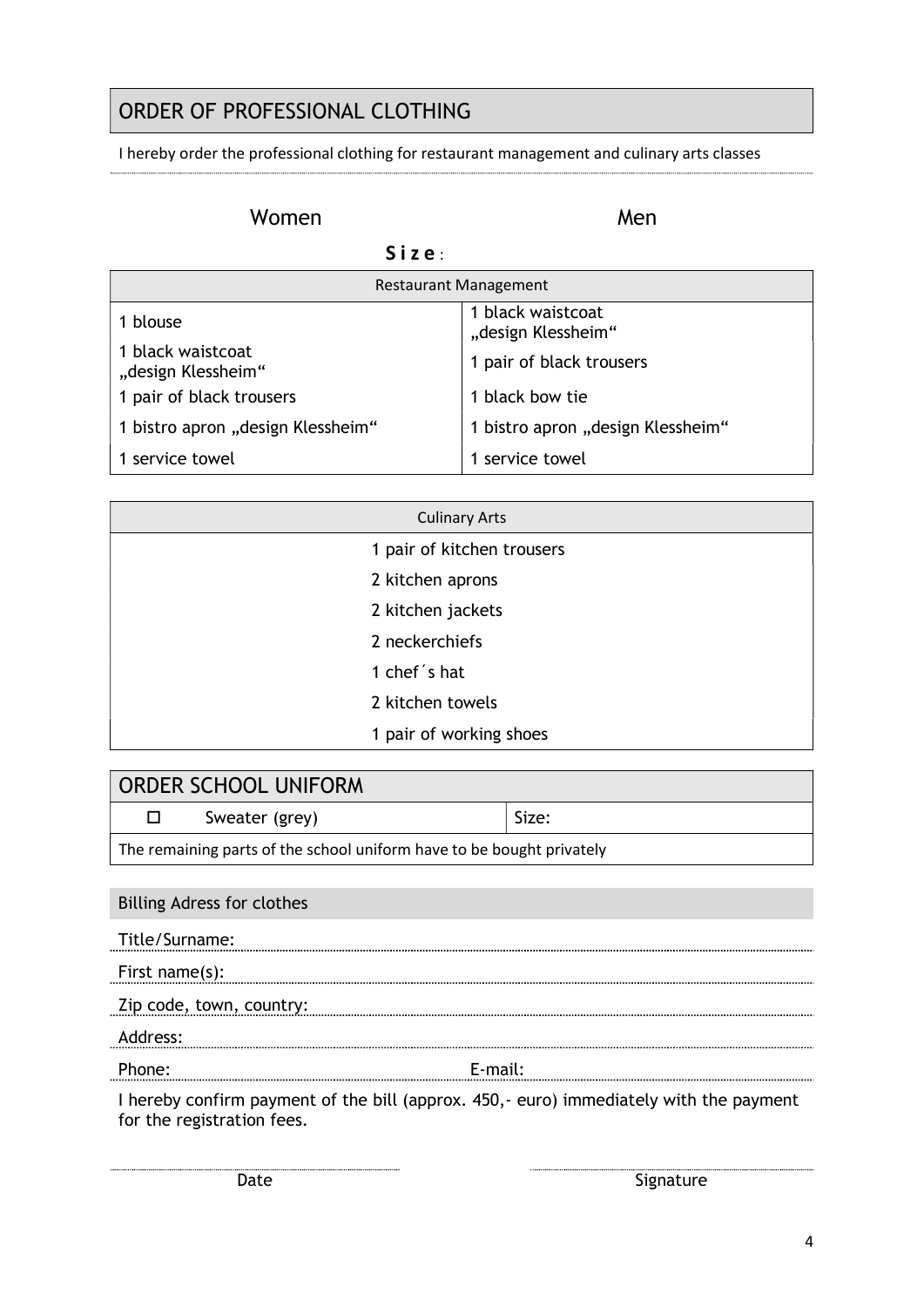## ORDER OF PROFESSIONAL CLOTHING

I hereby order the professional clothing for restaurant management and culinary arts classes

Women Men

**Size**:

| Restaurant Management | |
|---|---|
| 1 blouse | 1 black waistcoat „design Klessheim“ |
| 1 black waistcoat „design Klessheim“ | 1 pair of black trousers |
| 1 pair of black trousers | 1 black bow tie |
| 1 bistro apron „design Klessheim“ | 1 bistro apron „design Klessheim“ |
| 1 service towel | 1 service towel |

| Culinary Arts |
|---|
| 1 pair of kitchen trousers |
| 2 kitchen aprons |
| 2 kitchen jackets |
| 2 neckerchiefs |
| 1 chef´s hat |
| 2 kitchen towels |
| 1 pair of working shoes |

## ORDER SCHOOL UNIFORM

| | | |
|---|---|---|
| ☐ | Sweater (grey) | Size: |
| The remaining parts of the school uniform have to be bought privately | | |

Billing Adress for clothes

Title/Surname:

First name(s):

Zip code, town, country:

Address:

Phone: E-mail:

I hereby confirm payment of the bill (approx. 450,- euro) immediately with the payment for the registration fees.

Date Signature